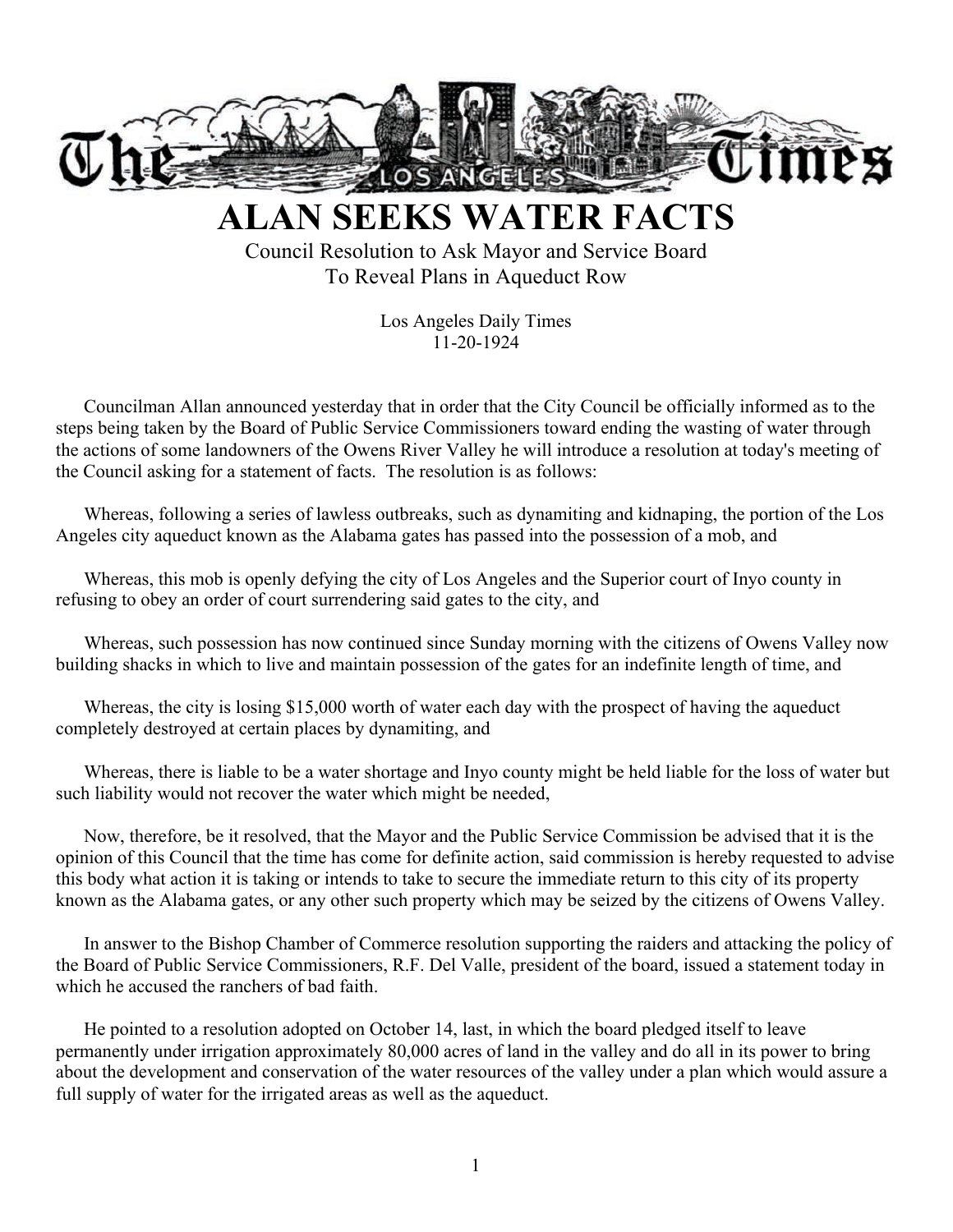# ALAN SEEKS WATER FACTS

Council Resolution to Ask Mayor and Service Board
To Reveal Plans in Aqueduct Row

Los Angeles Daily Times
11-20-1924

Councilman Allan announced yesterday that in order that the City Council be officially informed as to the steps being taken by the Board of Public Service Commissioners toward ending the wasting of water through the actions of some landowners of the Owens River Valley he will introduce a resolution at today's meeting of the Council asking for a statement of facts. The resolution is as follows:

Whereas, following a series of lawless outbreaks, such as dynamiting and kidnaping, the portion of the Los Angeles city aqueduct known as the Alabama gates has passed into the possession of a mob, and

Whereas, this mob is openly defying the city of Los Angeles and the Superior court of Inyo county in refusing to obey an order of court surrendering said gates to the city, and

Whereas, such possession has now continued since Sunday morning with the citizens of Owens Valley now building shacks in which to live and maintain possession of the gates for an indefinite length of time, and

Whereas, the city is losing $15,000 worth of water each day with the prospect of having the aqueduct completely destroyed at certain places by dynamiting, and

Whereas, there is liable to be a water shortage and Inyo county might be held liable for the loss of water but such liability would not recover the water which might be needed,

Now, therefore, be it resolved, that the Mayor and the Public Service Commission be advised that it is the opinion of this Council that the time has come for definite action, said commission is hereby requested to advise this body what action it is taking or intends to take to secure the immediate return to this city of its property known as the Alabama gates, or any other such property which may be seized by the citizens of Owens Valley.

In answer to the Bishop Chamber of Commerce resolution supporting the raiders and attacking the policy of the Board of Public Service Commissioners, R.F. Del Valle, president of the board, issued a statement today in which he accused the ranchers of bad faith.

He pointed to a resolution adopted on October 14, last, in which the board pledged itself to leave permanently under irrigation approximately 80,000 acres of land in the valley and do all in its power to bring about the development and conservation of the water resources of the valley under a plan which would assure a full supply of water for the irrigated areas as well as the aqueduct.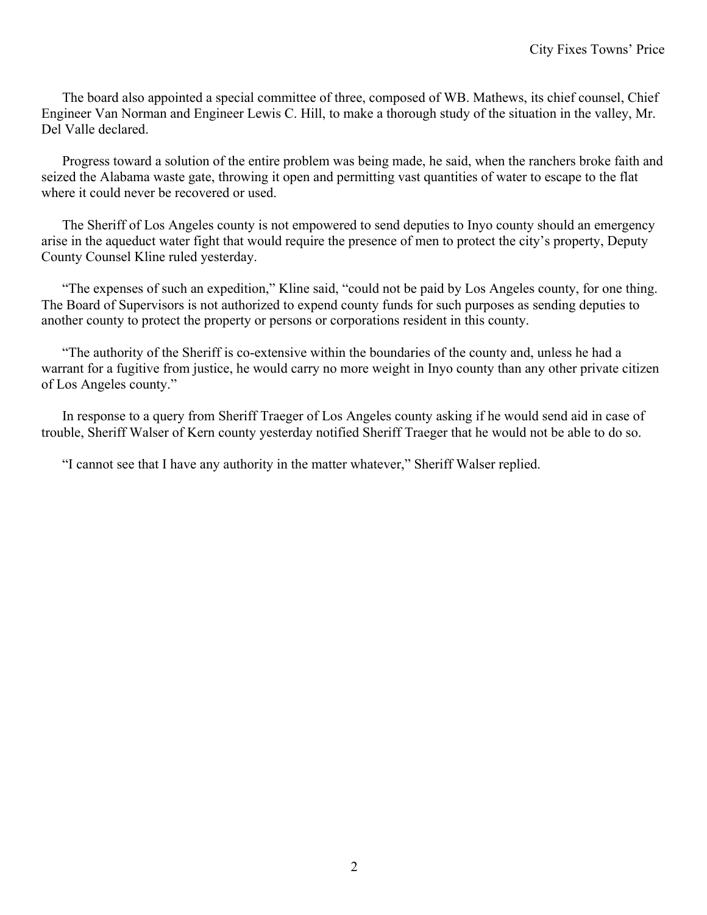The board also appointed a special committee of three, composed of WB. Mathews, its chief counsel, Chief Engineer Van Norman and Engineer Lewis C. Hill, to make a thorough study of the situation in the valley, Mr. Del Valle declared.

Progress toward a solution of the entire problem was being made, he said, when the ranchers broke faith and seized the Alabama waste gate, throwing it open and permitting vast quantities of water to escape to the flat where it could never be recovered or used.

The Sheriff of Los Angeles county is not empowered to send deputies to Inyo county should an emergency arise in the aqueduct water fight that would require the presence of men to protect the city's property, Deputy County Counsel Kline ruled yesterday.

"The expenses of such an expedition," Kline said, "could not be paid by Los Angeles county, for one thing. The Board of Supervisors is not authorized to expend county funds for such purposes as sending deputies to another county to protect the property or persons or corporations resident in this county.

"The authority of the Sheriff is co-extensive within the boundaries of the county and, unless he had a warrant for a fugitive from justice, he would carry no more weight in Inyo county than any other private citizen of Los Angeles county."

In response to a query from Sheriff Traeger of Los Angeles county asking if he would send aid in case of trouble, Sheriff Walser of Kern county yesterday notified Sheriff Traeger that he would not be able to do so.

"I cannot see that I have any authority in the matter whatever," Sheriff Walser replied.